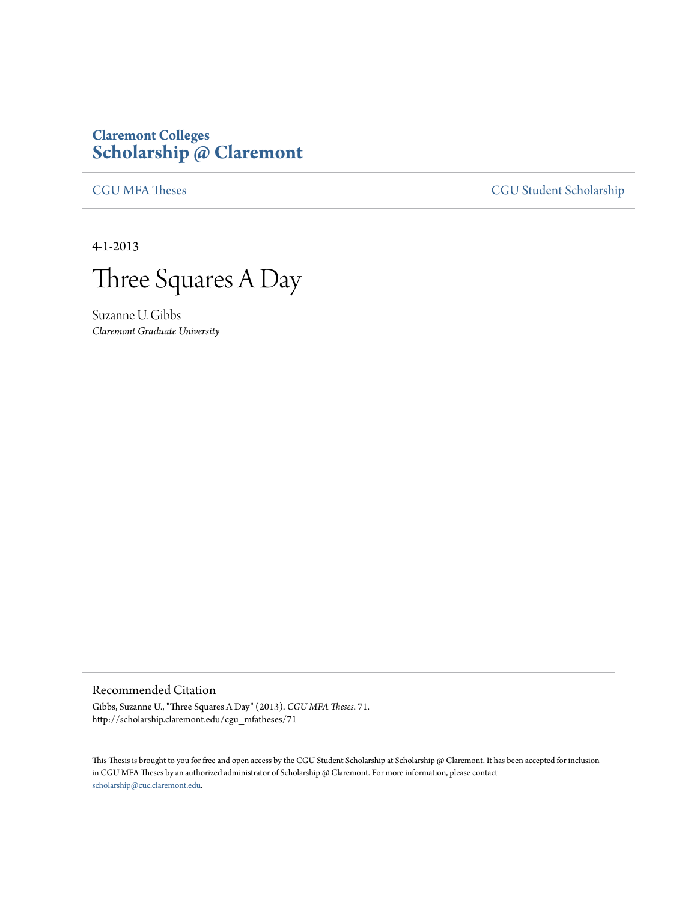Claremont Colleges
**Scholarship @ Claremont**

CGU MFA Theses | CGU Student Scholarship

4-1-2013

# Three Squares A Day

Suzanne U. Gibbs
*Claremont Graduate University*

## Recommended Citation

Gibbs, Suzanne U., "Three Squares A Day" (2013). *CGU MFA Theses*. 71.
http://scholarship.claremont.edu/cgu_mfatheses/71

This Thesis is brought to you for free and open access by the CGU Student Scholarship at Scholarship @ Claremont. It has been accepted for inclusion in CGU MFA Theses by an authorized administrator of Scholarship @ Claremont. For more information, please contact scholarship@cuc.claremont.edu.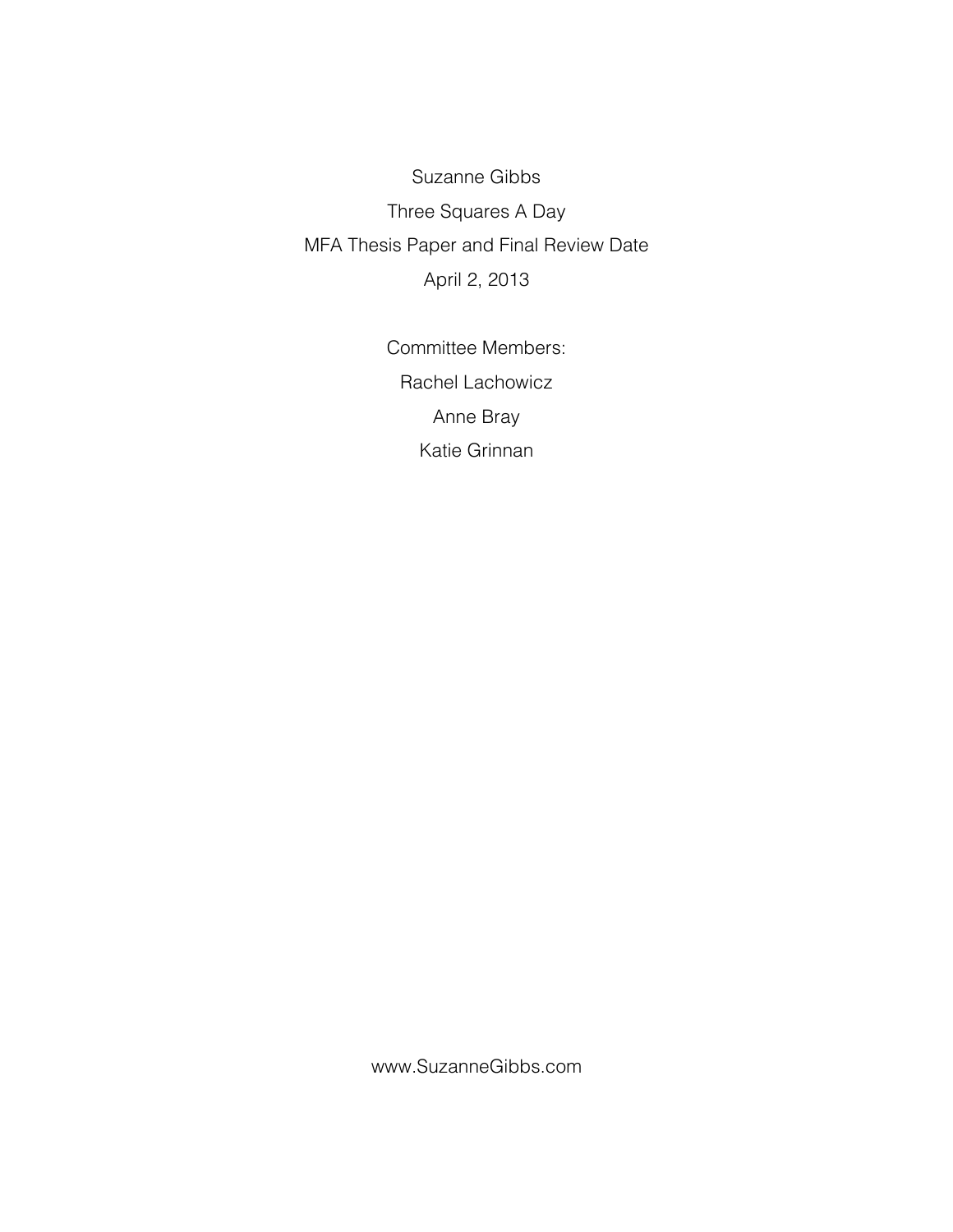Suzanne Gibbs

Three Squares A Day

MFA Thesis Paper and Final Review Date

April 2, 2013

Committee Members:

Rachel Lachowicz

Anne Bray

Katie Grinnan

www.SuzanneGibbs.com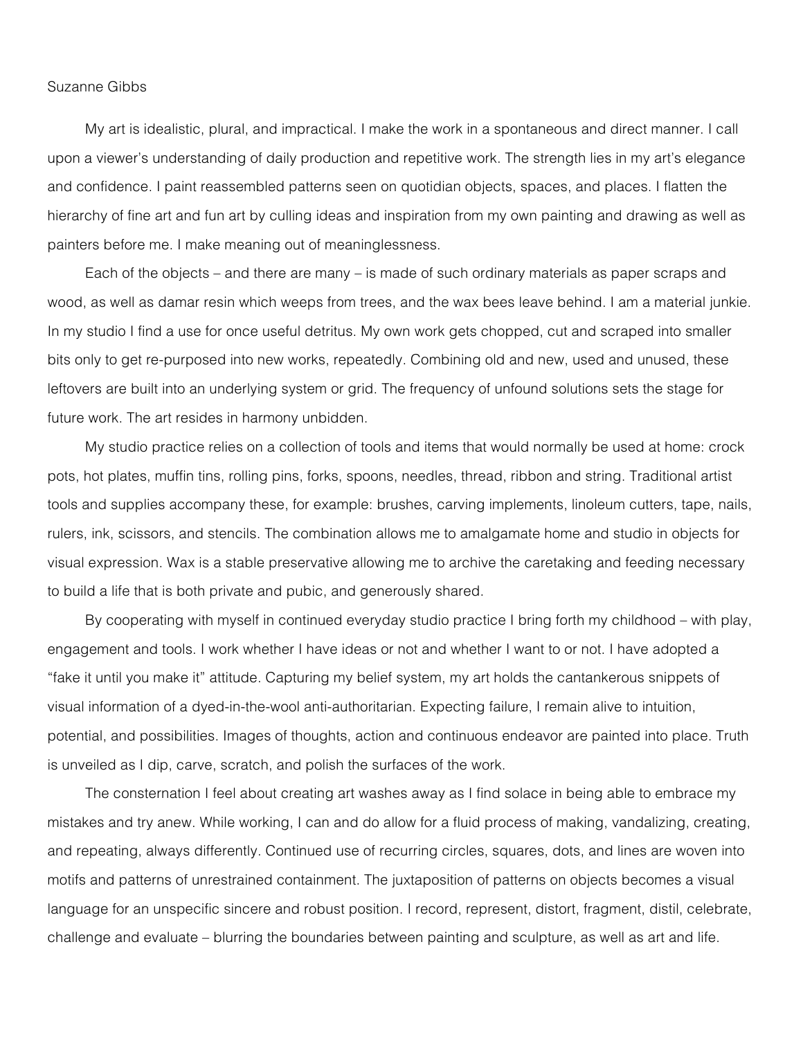Suzanne Gibbs

My art is idealistic, plural, and impractical. I make the work in a spontaneous and direct manner. I call upon a viewer's understanding of daily production and repetitive work. The strength lies in my art's elegance and confidence. I paint reassembled patterns seen on quotidian objects, spaces, and places. I flatten the hierarchy of fine art and fun art by culling ideas and inspiration from my own painting and drawing as well as painters before me. I make meaning out of meaninglessness.

Each of the objects – and there are many – is made of such ordinary materials as paper scraps and wood, as well as damar resin which weeps from trees, and the wax bees leave behind. I am a material junkie. In my studio I find a use for once useful detritus. My own work gets chopped, cut and scraped into smaller bits only to get re-purposed into new works, repeatedly. Combining old and new, used and unused, these leftovers are built into an underlying system or grid. The frequency of unfound solutions sets the stage for future work. The art resides in harmony unbidden.

My studio practice relies on a collection of tools and items that would normally be used at home: crock pots, hot plates, muffin tins, rolling pins, forks, spoons, needles, thread, ribbon and string. Traditional artist tools and supplies accompany these, for example: brushes, carving implements, linoleum cutters, tape, nails, rulers, ink, scissors, and stencils. The combination allows me to amalgamate home and studio in objects for visual expression. Wax is a stable preservative allowing me to archive the caretaking and feeding necessary to build a life that is both private and pubic, and generously shared.

By cooperating with myself in continued everyday studio practice I bring forth my childhood – with play, engagement and tools. I work whether I have ideas or not and whether I want to or not. I have adopted a "fake it until you make it" attitude. Capturing my belief system, my art holds the cantankerous snippets of visual information of a dyed-in-the-wool anti-authoritarian. Expecting failure, I remain alive to intuition, potential, and possibilities. Images of thoughts, action and continuous endeavor are painted into place. Truth is unveiled as I dip, carve, scratch, and polish the surfaces of the work.

The consternation I feel about creating art washes away as I find solace in being able to embrace my mistakes and try anew. While working, I can and do allow for a fluid process of making, vandalizing, creating, and repeating, always differently. Continued use of recurring circles, squares, dots, and lines are woven into motifs and patterns of unrestrained containment. The juxtaposition of patterns on objects becomes a visual language for an unspecific sincere and robust position. I record, represent, distort, fragment, distil, celebrate, challenge and evaluate – blurring the boundaries between painting and sculpture, as well as art and life.